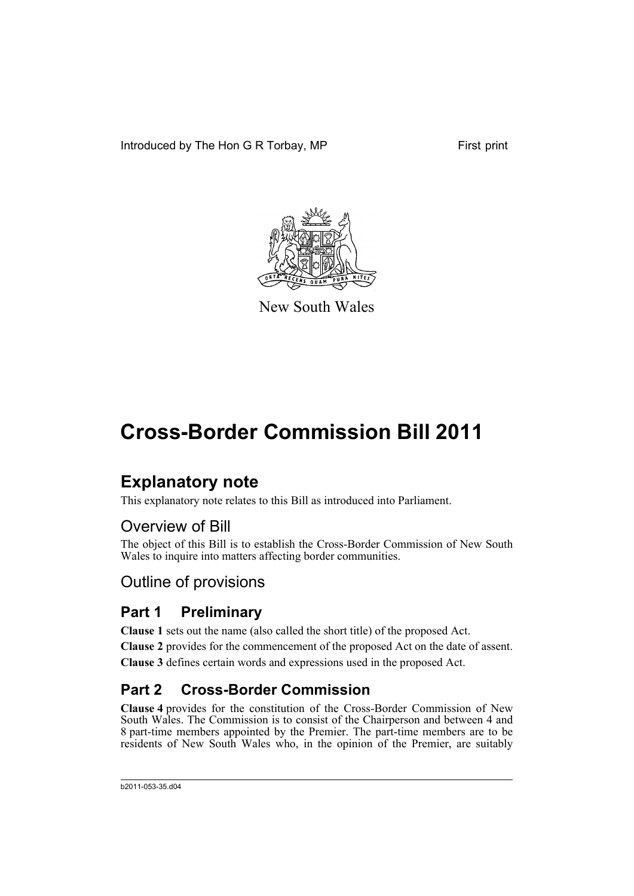Introduced by The Hon G R Torbay, MP

First print

New South Wales

# Cross-Border Commission Bill 2011

## Explanatory note

This explanatory note relates to this Bill as introduced into Parliament.

### Overview of Bill

The object of this Bill is to establish the Cross-Border Commission of New South Wales to inquire into matters affecting border communities.

### Outline of provisions

## Part 1 Preliminary

**Clause 1** sets out the name (also called the short title) of the proposed Act.

**Clause 2** provides for the commencement of the proposed Act on the date of assent.

**Clause 3** defines certain words and expressions used in the proposed Act.

## Part 2 Cross-Border Commission

**Clause 4** provides for the constitution of the Cross-Border Commission of New South Wales. The Commission is to consist of the Chairperson and between 4 and 8 part-time members appointed by the Premier. The part-time members are to be residents of New South Wales who, in the opinion of the Premier, are suitably

b2011-053-35.d04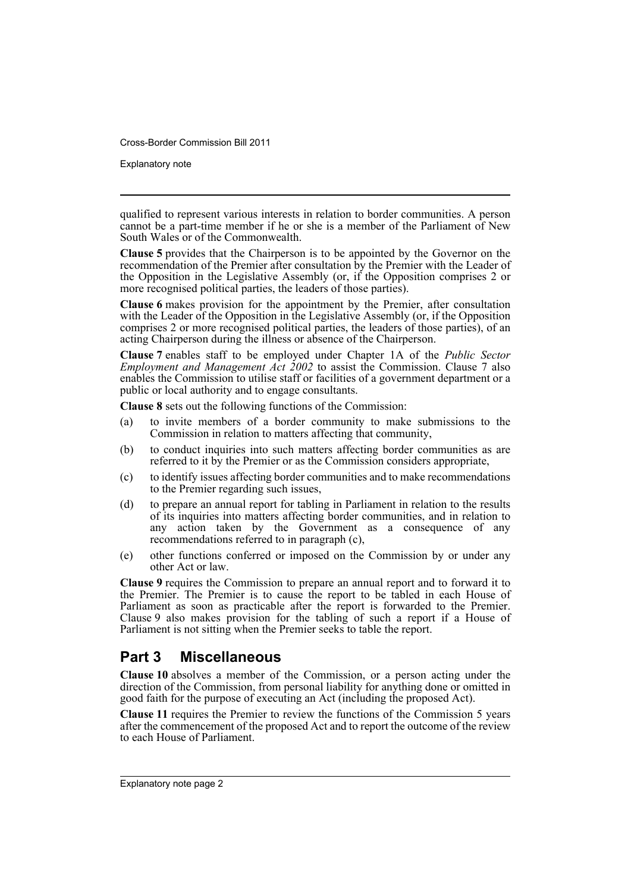qualified to represent various interests in relation to border communities. A person cannot be a part-time member if he or she is a member of the Parliament of New South Wales or of the Commonwealth.

**Clause 5** provides that the Chairperson is to be appointed by the Governor on the recommendation of the Premier after consultation by the Premier with the Leader of the Opposition in the Legislative Assembly (or, if the Opposition comprises 2 or more recognised political parties, the leaders of those parties).

**Clause 6** makes provision for the appointment by the Premier, after consultation with the Leader of the Opposition in the Legislative Assembly (or, if the Opposition comprises 2 or more recognised political parties, the leaders of those parties), of an acting Chairperson during the illness or absence of the Chairperson.

**Clause 7** enables staff to be employed under Chapter 1A of the *Public Sector Employment and Management Act 2002* to assist the Commission. Clause 7 also enables the Commission to utilise staff or facilities of a government department or a public or local authority and to engage consultants.

**Clause 8** sets out the following functions of the Commission:

(a) to invite members of a border community to make submissions to the Commission in relation to matters affecting that community,

(b) to conduct inquiries into such matters affecting border communities as are referred to it by the Premier or as the Commission considers appropriate,

(c) to identify issues affecting border communities and to make recommendations to the Premier regarding such issues,

(d) to prepare an annual report for tabling in Parliament in relation to the results of its inquiries into matters affecting border communities, and in relation to any action taken by the Government as a consequence of any recommendations referred to in paragraph (c),

(e) other functions conferred or imposed on the Commission by or under any other Act or law.

**Clause 9** requires the Commission to prepare an annual report and to forward it to the Premier. The Premier is to cause the report to be tabled in each House of Parliament as soon as practicable after the report is forwarded to the Premier. Clause 9 also makes provision for the tabling of such a report if a House of Parliament is not sitting when the Premier seeks to table the report.

## Part 3 Miscellaneous

**Clause 10** absolves a member of the Commission, or a person acting under the direction of the Commission, from personal liability for anything done or omitted in good faith for the purpose of executing an Act (including the proposed Act).

**Clause 11** requires the Premier to review the functions of the Commission 5 years after the commencement of the proposed Act and to report the outcome of the review to each House of Parliament.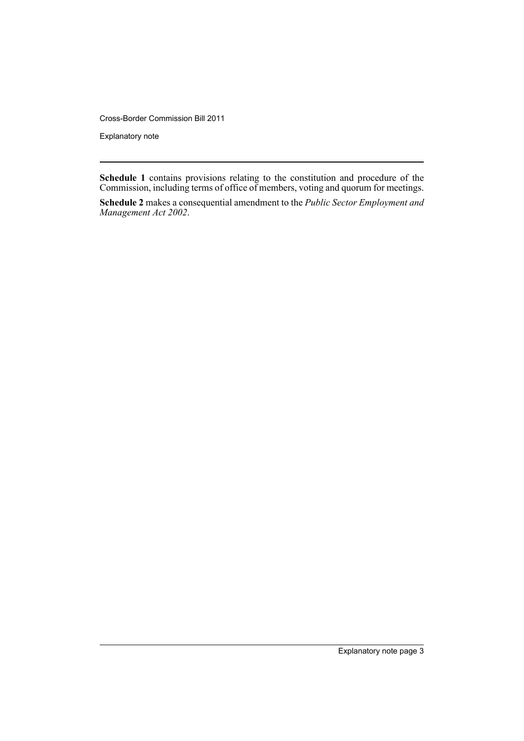**Schedule 1** contains provisions relating to the constitution and procedure of the Commission, including terms of office of members, voting and quorum for meetings.

**Schedule 2** makes a consequential amendment to the *Public Sector Employment and Management Act 2002*.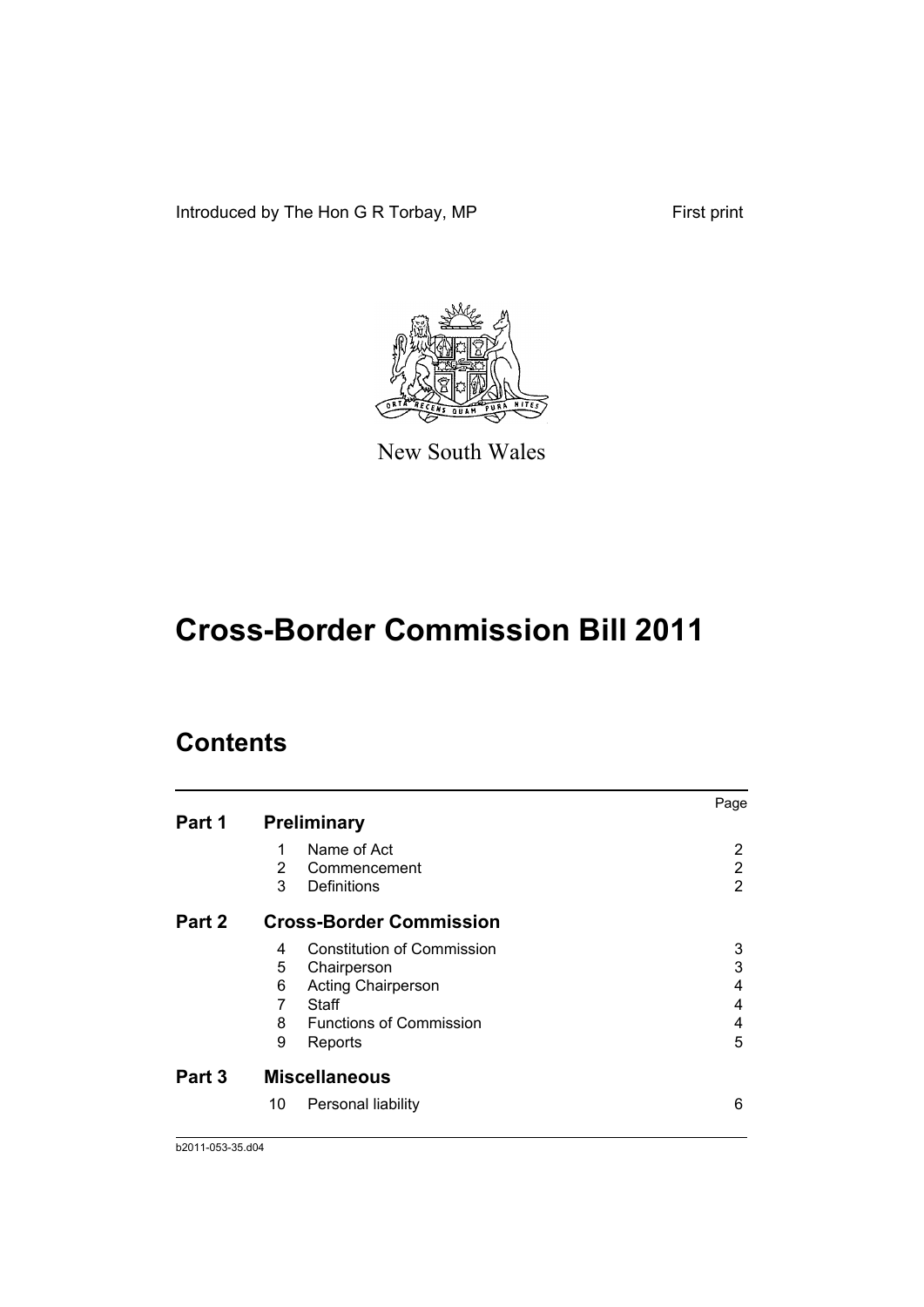Introduced by The Hon G R Torbay, MP

First print

New South Wales

# Cross-Border Commission Bill 2011

## Contents

| | | | Page |
|---|---|---|---|
| **Part 1** | **Preliminary** | | |
| | 1 | Name of Act | 2 |
| | 2 | Commencement | 2 |
| | 3 | Definitions | 2 |
| **Part 2** | **Cross-Border Commission** | | |
| | 4 | Constitution of Commission | 3 |
| | 5 | Chairperson | 3 |
| | 6 | Acting Chairperson | 4 |
| | 7 | Staff | 4 |
| | 8 | Functions of Commission | 4 |
| | 9 | Reports | 5 |
| **Part 3** | **Miscellaneous** | | |
| | 10 | Personal liability | 6 |

b2011-053-35.d04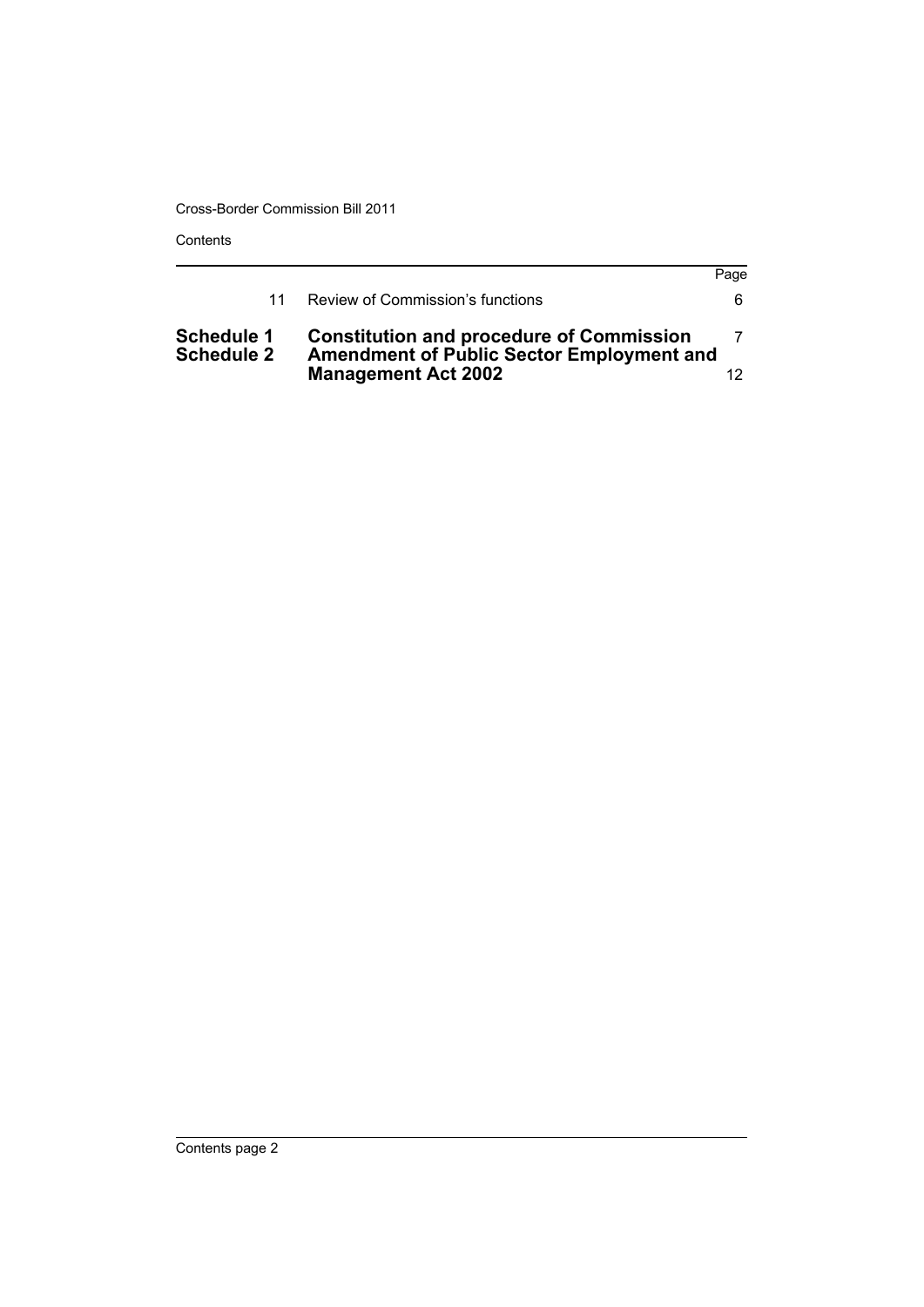| | | Page |
|---|---|---|
| 11 | Review of Commission's functions | 6 |
| **Schedule 1** | **Constitution and procedure of Commission** | 7 |
| **Schedule 2** | **Amendment of Public Sector Employment and Management Act 2002** | 12 |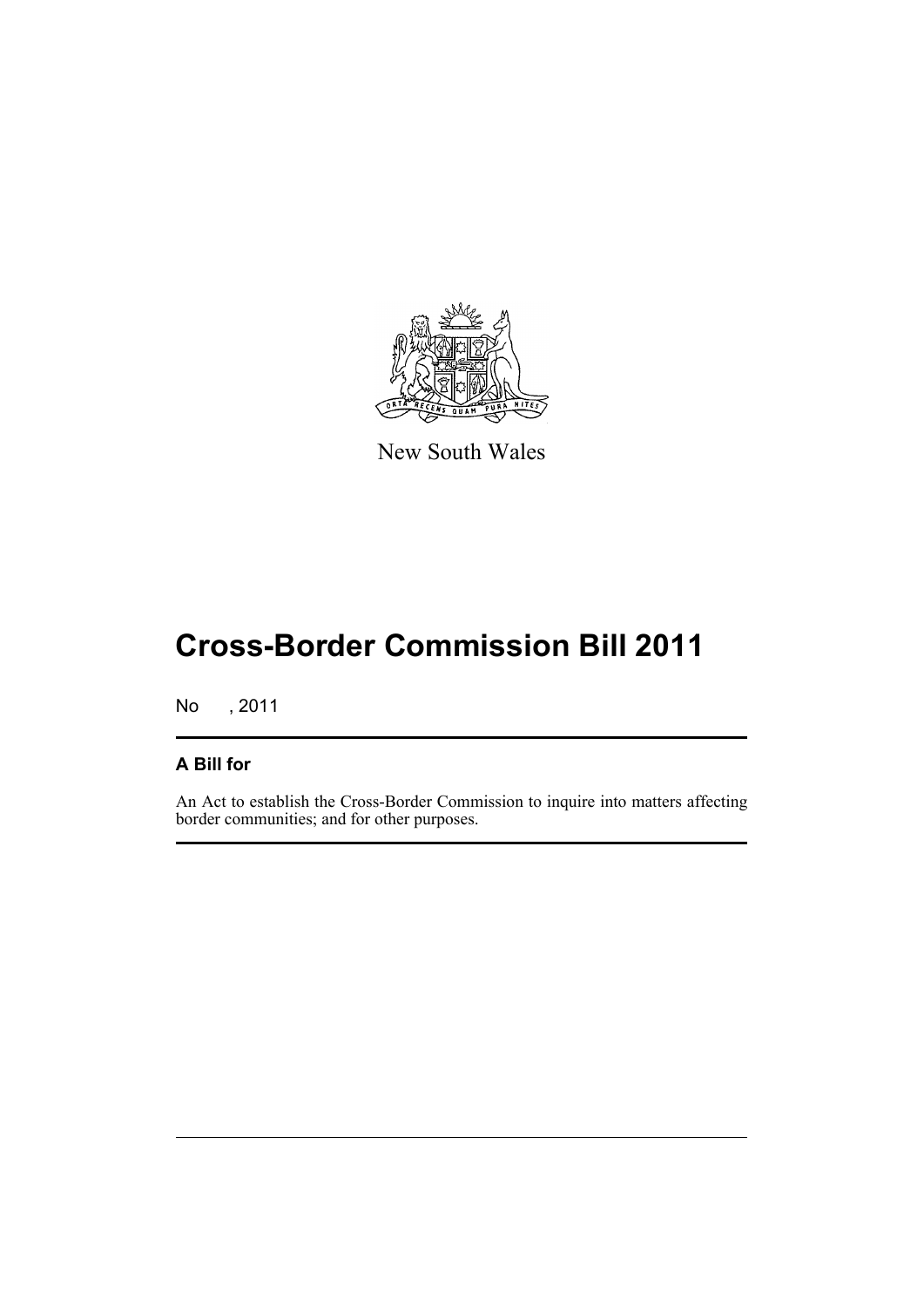New South Wales

# Cross-Border Commission Bill 2011

No , 2011

## A Bill for

An Act to establish the Cross-Border Commission to inquire into matters affecting border communities; and for other purposes.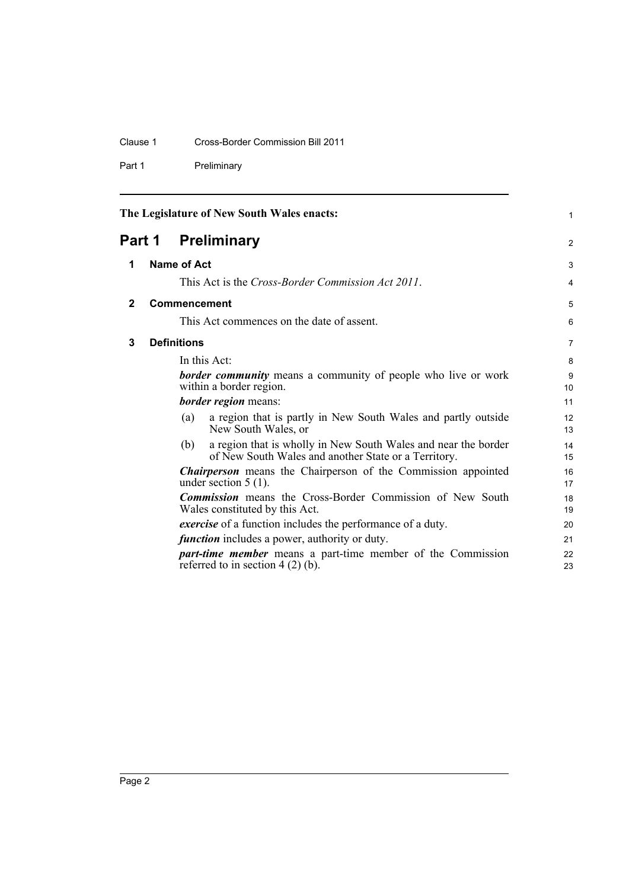The Legislature of New South Wales enacts:

# Part 1 Preliminary

## 1 Name of Act

This Act is the *Cross-Border Commission Act 2011*.

## 2 Commencement

This Act commences on the date of assent.

## 3 Definitions

In this Act:

***border community*** means a community of people who live or work within a border region.

***border region*** means:

- (a) a region that is partly in New South Wales and partly outside New South Wales, or
- (b) a region that is wholly in New South Wales and near the border of New South Wales and another State or a Territory.

***Chairperson*** means the Chairperson of the Commission appointed under section 5 (1).

***Commission*** means the Cross-Border Commission of New South Wales constituted by this Act.

***exercise*** of a function includes the performance of a duty.

***function*** includes a power, authority or duty.

***part-time member*** means a part-time member of the Commission referred to in section 4 (2) (b).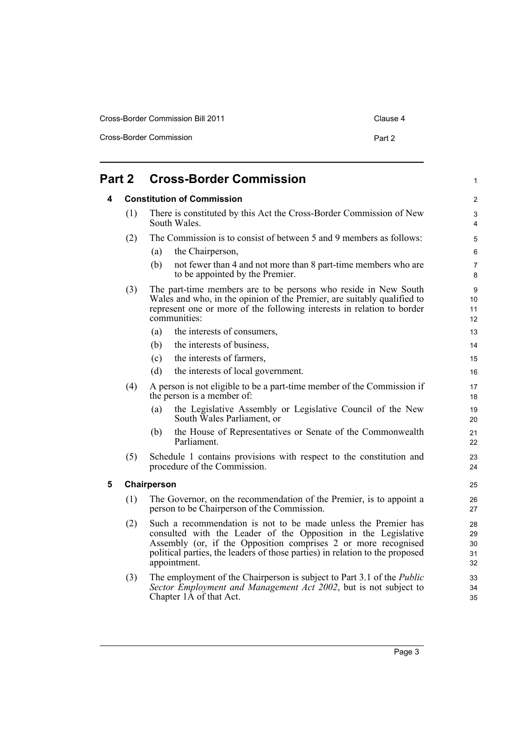# Part 2 Cross-Border Commission

## 4 Constitution of Commission

(1) There is constituted by this Act the Cross-Border Commission of New South Wales.

(2) The Commission is to consist of between 5 and 9 members as follows:

- (a) the Chairperson,
- (b) not fewer than 4 and not more than 8 part-time members who are to be appointed by the Premier.

(3) The part-time members are to be persons who reside in New South Wales and who, in the opinion of the Premier, are suitably qualified to represent one or more of the following interests in relation to border communities:

- (a) the interests of consumers,
- (b) the interests of business,
- (c) the interests of farmers,
- (d) the interests of local government.

(4) A person is not eligible to be a part-time member of the Commission if the person is a member of:

- (a) the Legislative Assembly or Legislative Council of the New South Wales Parliament, or
- (b) the House of Representatives or Senate of the Commonwealth Parliament.

(5) Schedule 1 contains provisions with respect to the constitution and procedure of the Commission.

## 5 Chairperson

(1) The Governor, on the recommendation of the Premier, is to appoint a person to be Chairperson of the Commission.

(2) Such a recommendation is not to be made unless the Premier has consulted with the Leader of the Opposition in the Legislative Assembly (or, if the Opposition comprises 2 or more recognised political parties, the leaders of those parties) in relation to the proposed appointment.

(3) The employment of the Chairperson is subject to Part 3.1 of the *Public Sector Employment and Management Act 2002*, but is not subject to Chapter 1A of that Act.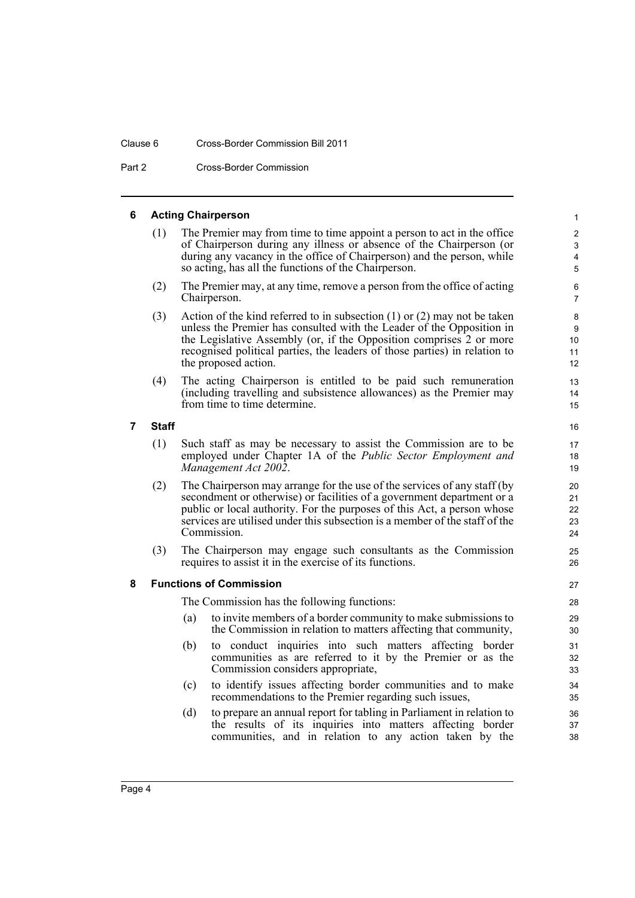### 6 Acting Chairperson

(1) The Premier may from time to time appoint a person to act in the office of Chairperson during any illness or absence of the Chairperson (or during any vacancy in the office of Chairperson) and the person, while so acting, has all the functions of the Chairperson.

(2) The Premier may, at any time, remove a person from the office of acting Chairperson.

(3) Action of the kind referred to in subsection (1) or (2) may not be taken unless the Premier has consulted with the Leader of the Opposition in the Legislative Assembly (or, if the Opposition comprises 2 or more recognised political parties, the leaders of those parties) in relation to the proposed action.

(4) The acting Chairperson is entitled to be paid such remuneration (including travelling and subsistence allowances) as the Premier may from time to time determine.

### 7 Staff

(1) Such staff as may be necessary to assist the Commission are to be employed under Chapter 1A of the *Public Sector Employment and Management Act 2002*.

(2) The Chairperson may arrange for the use of the services of any staff (by secondment or otherwise) or facilities of a government department or a public or local authority. For the purposes of this Act, a person whose services are utilised under this subsection is a member of the staff of the Commission.

(3) The Chairperson may engage such consultants as the Commission requires to assist it in the exercise of its functions.

### 8 Functions of Commission

The Commission has the following functions:

(a) to invite members of a border community to make submissions to the Commission in relation to matters affecting that community,

(b) to conduct inquiries into such matters affecting border communities as are referred to it by the Premier or as the Commission considers appropriate,

(c) to identify issues affecting border communities and to make recommendations to the Premier regarding such issues,

(d) to prepare an annual report for tabling in Parliament in relation to the results of its inquiries into matters affecting border communities, and in relation to any action taken by the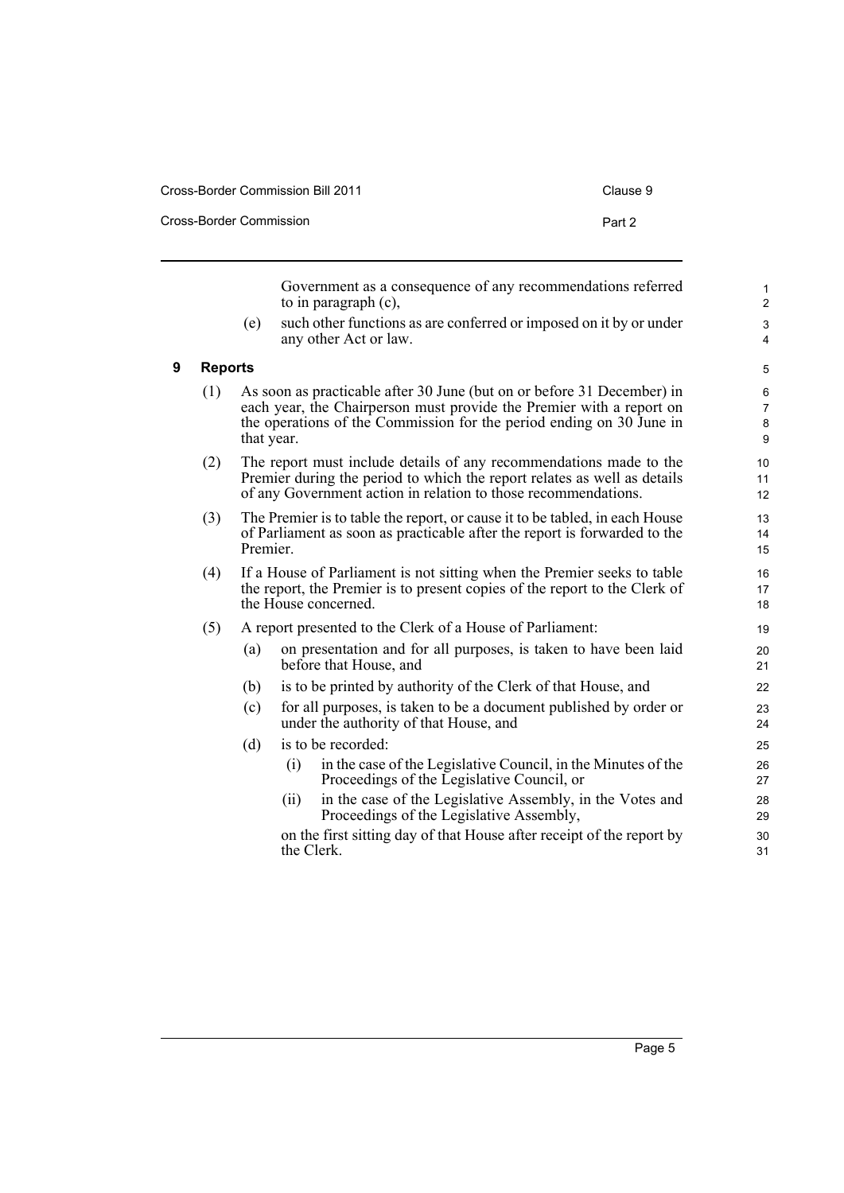Government as a consequence of any recommendations referred to in paragraph (c),

(e) such other functions as are conferred or imposed on it by or under any other Act or law.

## 9 Reports

(1) As soon as practicable after 30 June (but on or before 31 December) in each year, the Chairperson must provide the Premier with a report on the operations of the Commission for the period ending on 30 June in that year.

(2) The report must include details of any recommendations made to the Premier during the period to which the report relates as well as details of any Government action in relation to those recommendations.

(3) The Premier is to table the report, or cause it to be tabled, in each House of Parliament as soon as practicable after the report is forwarded to the Premier.

(4) If a House of Parliament is not sitting when the Premier seeks to table the report, the Premier is to present copies of the report to the Clerk of the House concerned.

(5) A report presented to the Clerk of a House of Parliament:

(a) on presentation and for all purposes, is taken to have been laid before that House, and

(b) is to be printed by authority of the Clerk of that House, and

(c) for all purposes, is taken to be a document published by order or under the authority of that House, and

(d) is to be recorded:

(i) in the case of the Legislative Council, in the Minutes of the Proceedings of the Legislative Council, or

(ii) in the case of the Legislative Assembly, in the Votes and Proceedings of the Legislative Assembly,

on the first sitting day of that House after receipt of the report by the Clerk.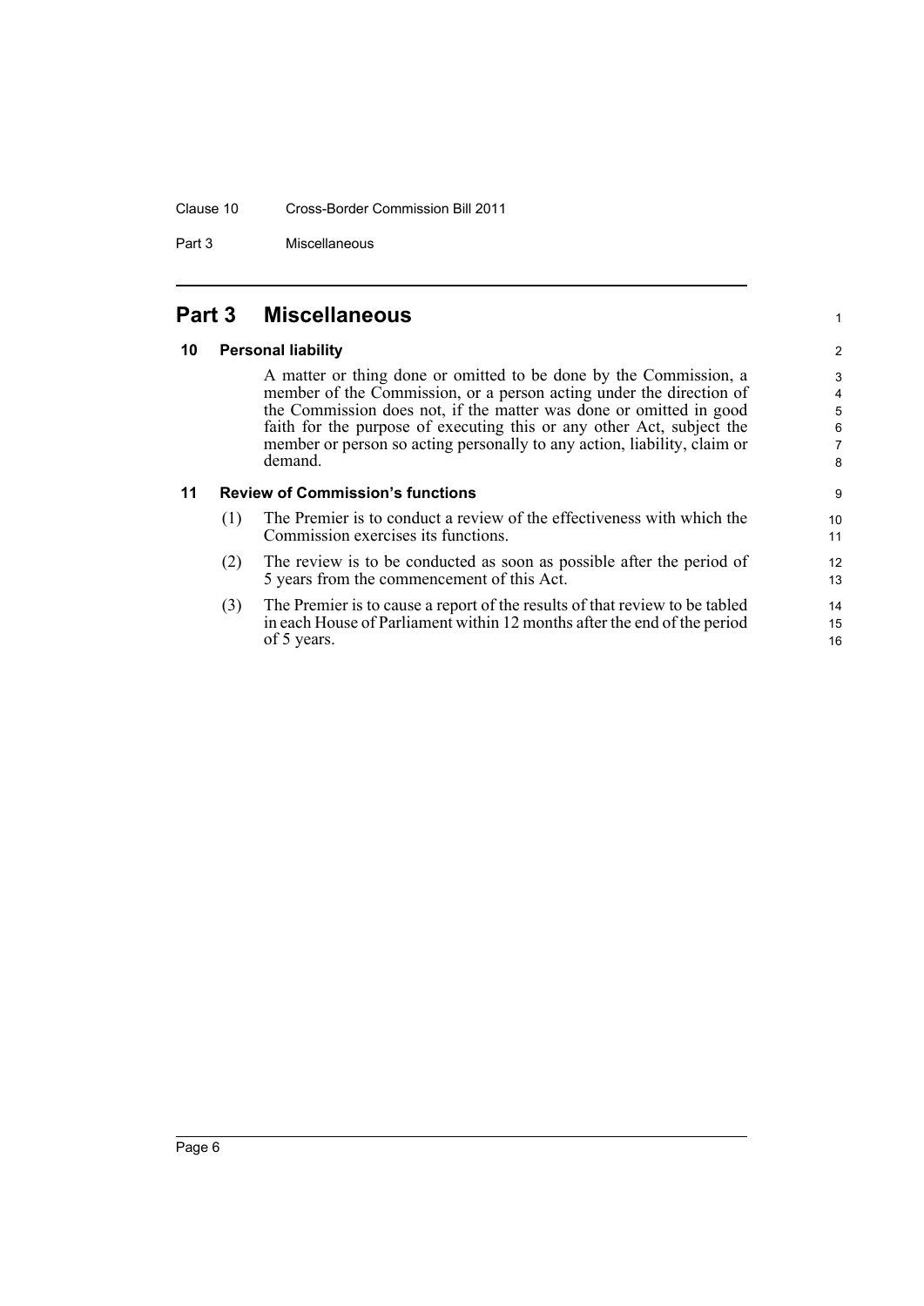## Part 3 Miscellaneous

### 10 Personal liability

A matter or thing done or omitted to be done by the Commission, a member of the Commission, or a person acting under the direction of the Commission does not, if the matter was done or omitted in good faith for the purpose of executing this or any other Act, subject the member or person so acting personally to any action, liability, claim or demand.

### 11 Review of Commission's functions

(1) The Premier is to conduct a review of the effectiveness with which the Commission exercises its functions.

(2) The review is to be conducted as soon as possible after the period of 5 years from the commencement of this Act.

(3) The Premier is to cause a report of the results of that review to be tabled in each House of Parliament within 12 months after the end of the period of 5 years.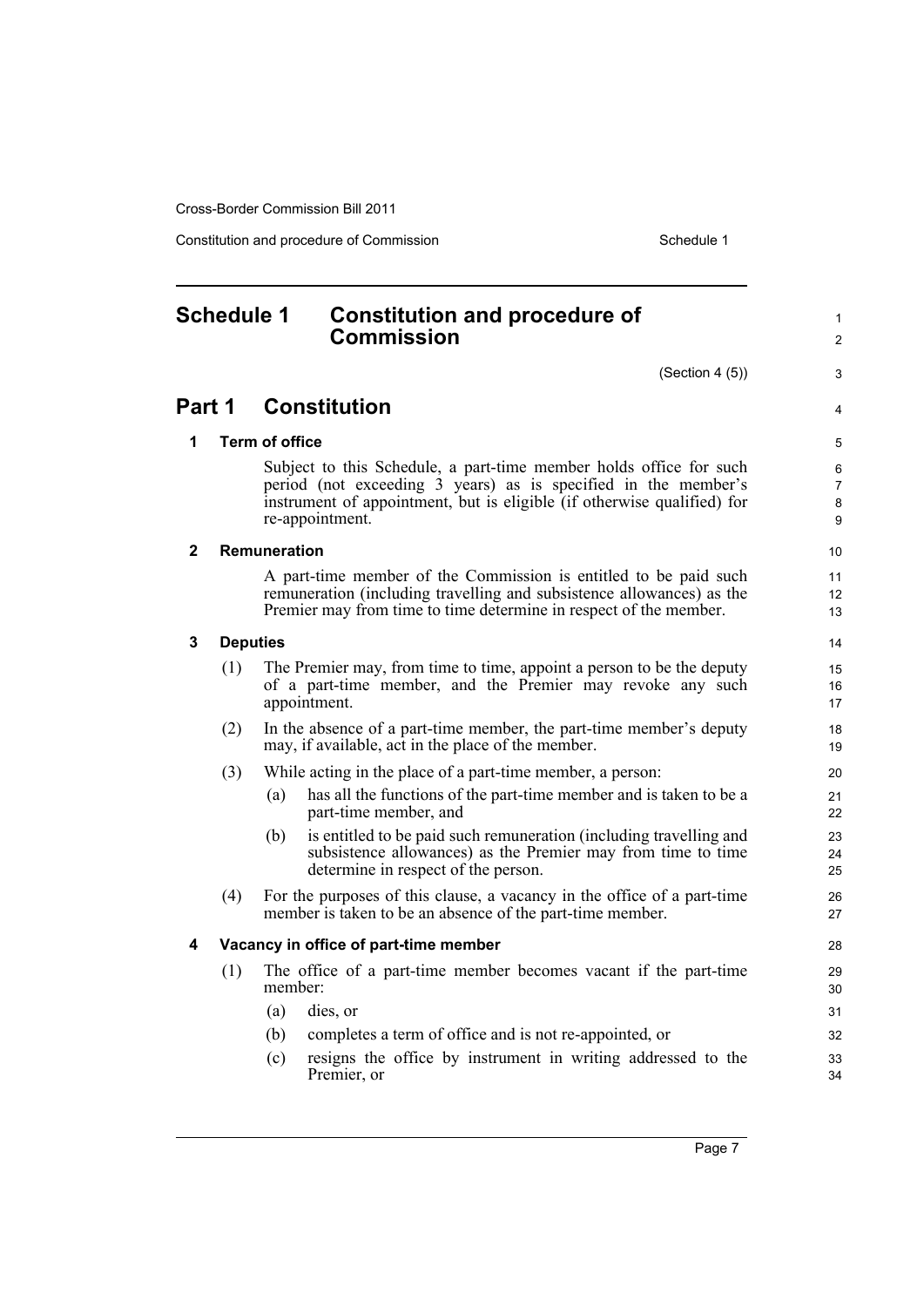# Schedule 1 Constitution and procedure of Commission

(Section 4 (5))

## Part 1 Constitution

### 1 Term of office

Subject to this Schedule, a part-time member holds office for such period (not exceeding 3 years) as is specified in the member's instrument of appointment, but is eligible (if otherwise qualified) for re-appointment.

### 2 Remuneration

A part-time member of the Commission is entitled to be paid such remuneration (including travelling and subsistence allowances) as the Premier may from time to time determine in respect of the member.

### 3 Deputies

(1) The Premier may, from time to time, appoint a person to be the deputy of a part-time member, and the Premier may revoke any such appointment.

(2) In the absence of a part-time member, the part-time member's deputy may, if available, act in the place of the member.

(3) While acting in the place of a part-time member, a person:

- (a) has all the functions of the part-time member and is taken to be a part-time member, and
- (b) is entitled to be paid such remuneration (including travelling and subsistence allowances) as the Premier may from time to time determine in respect of the person.

(4) For the purposes of this clause, a vacancy in the office of a part-time member is taken to be an absence of the part-time member.

### 4 Vacancy in office of part-time member

(1) The office of a part-time member becomes vacant if the part-time member:

- (a) dies, or
- (b) completes a term of office and is not re-appointed, or
- (c) resigns the office by instrument in writing addressed to the Premier, or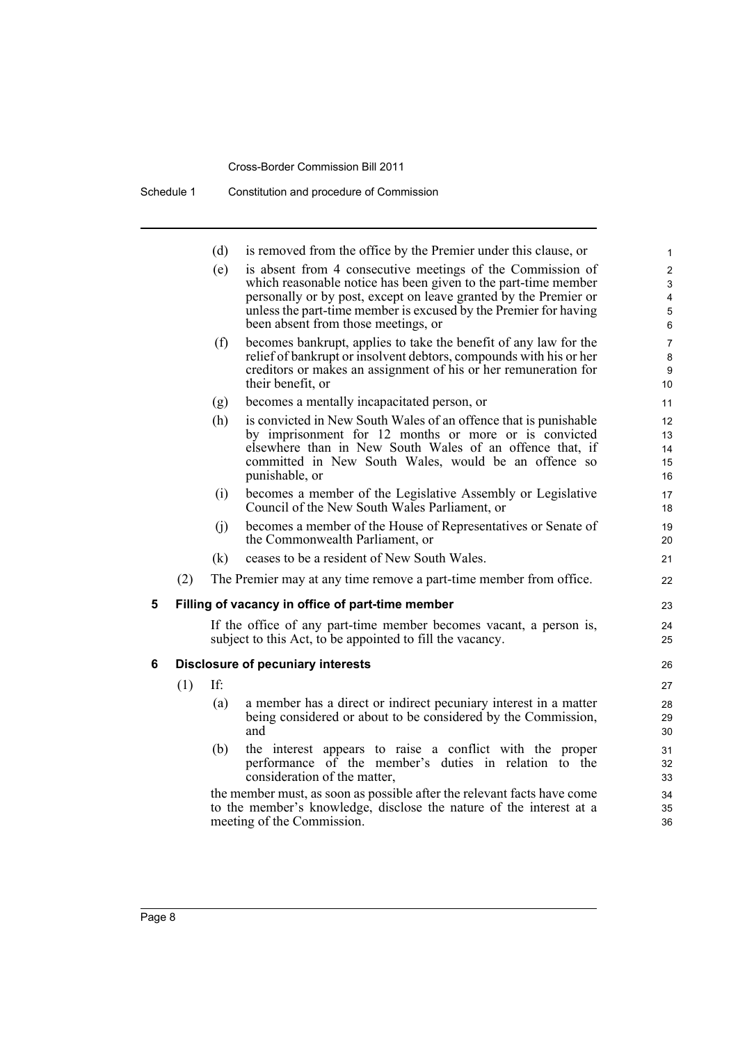(d) is removed from the office by the Premier under this clause, or

(e) is absent from 4 consecutive meetings of the Commission of which reasonable notice has been given to the part-time member personally or by post, except on leave granted by the Premier or unless the part-time member is excused by the Premier for having been absent from those meetings, or

(f) becomes bankrupt, applies to take the benefit of any law for the relief of bankrupt or insolvent debtors, compounds with his or her creditors or makes an assignment of his or her remuneration for their benefit, or

(g) becomes a mentally incapacitated person, or

(h) is convicted in New South Wales of an offence that is punishable by imprisonment for 12 months or more or is convicted elsewhere than in New South Wales of an offence that, if committed in New South Wales, would be an offence so punishable, or

(i) becomes a member of the Legislative Assembly or Legislative Council of the New South Wales Parliament, or

(j) becomes a member of the House of Representatives or Senate of the Commonwealth Parliament, or

(k) ceases to be a resident of New South Wales.

(2) The Premier may at any time remove a part-time member from office.

### 5 Filling of vacancy in office of part-time member

If the office of any part-time member becomes vacant, a person is, subject to this Act, to be appointed to fill the vacancy.

### 6 Disclosure of pecuniary interests

(1) If:

(a) a member has a direct or indirect pecuniary interest in a matter being considered or about to be considered by the Commission, and

(b) the interest appears to raise a conflict with the proper performance of the member's duties in relation to the consideration of the matter,

the member must, as soon as possible after the relevant facts have come to the member's knowledge, disclose the nature of the interest at a meeting of the Commission.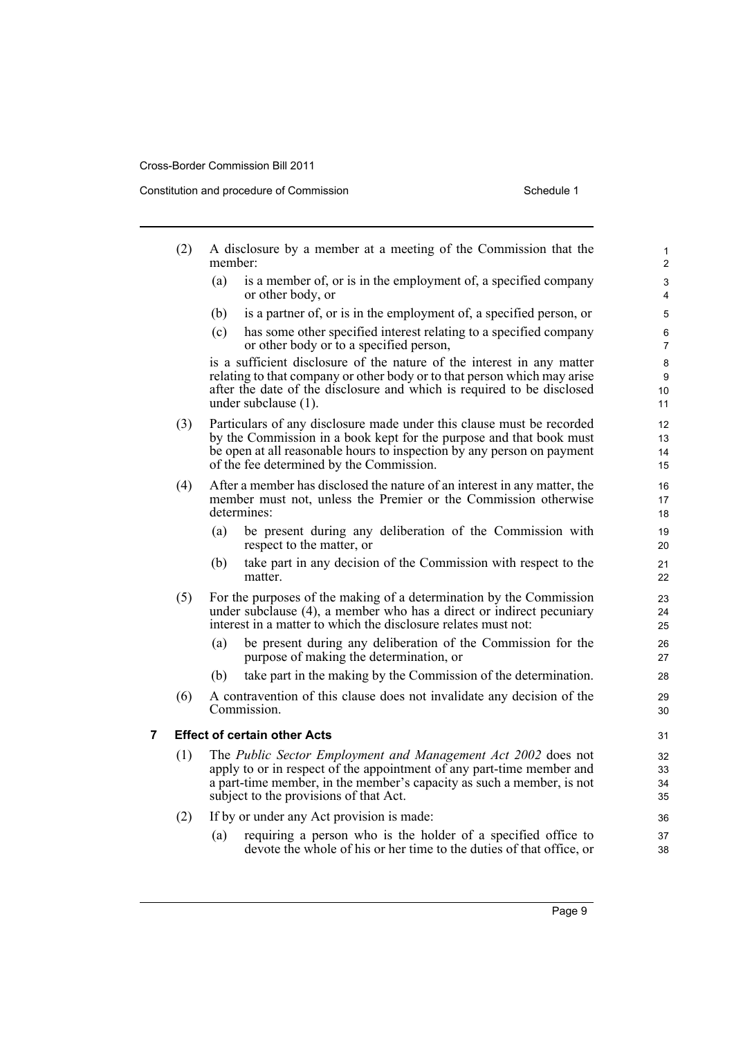(2) A disclosure by a member at a meeting of the Commission that the member:

(a) is a member of, or is in the employment of, a specified company or other body, or

(b) is a partner of, or is in the employment of, a specified person, or

(c) has some other specified interest relating to a specified company or other body or to a specified person,

is a sufficient disclosure of the nature of the interest in any matter relating to that company or other body or to that person which may arise after the date of the disclosure and which is required to be disclosed under subclause (1).

(3) Particulars of any disclosure made under this clause must be recorded by the Commission in a book kept for the purpose and that book must be open at all reasonable hours to inspection by any person on payment of the fee determined by the Commission.

(4) After a member has disclosed the nature of an interest in any matter, the member must not, unless the Premier or the Commission otherwise determines:

(a) be present during any deliberation of the Commission with respect to the matter, or

(b) take part in any decision of the Commission with respect to the matter.

(5) For the purposes of the making of a determination by the Commission under subclause (4), a member who has a direct or indirect pecuniary interest in a matter to which the disclosure relates must not:

(a) be present during any deliberation of the Commission for the purpose of making the determination, or

(b) take part in the making by the Commission of the determination.

(6) A contravention of this clause does not invalidate any decision of the Commission.

### 7 Effect of certain other Acts

(1) The *Public Sector Employment and Management Act 2002* does not apply to or in respect of the appointment of any part-time member and a part-time member, in the member's capacity as such a member, is not subject to the provisions of that Act.

(2) If by or under any Act provision is made:

(a) requiring a person who is the holder of a specified office to devote the whole of his or her time to the duties of that office, or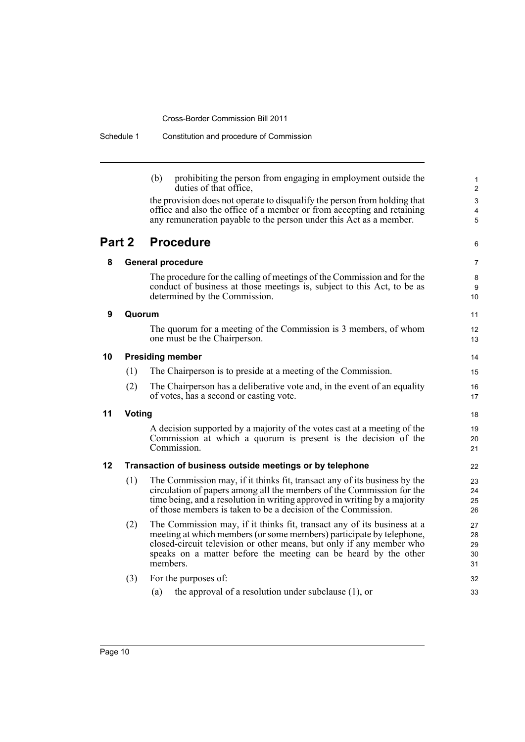(b) prohibiting the person from engaging in employment outside the duties of that office,

the provision does not operate to disqualify the person from holding that office and also the office of a member or from accepting and retaining any remuneration payable to the person under this Act as a member.

## Part 2 Procedure

### 8 General procedure

The procedure for the calling of meetings of the Commission and for the conduct of business at those meetings is, subject to this Act, to be as determined by the Commission.

### 9 Quorum

The quorum for a meeting of the Commission is 3 members, of whom one must be the Chairperson.

### 10 Presiding member

(1) The Chairperson is to preside at a meeting of the Commission.

(2) The Chairperson has a deliberative vote and, in the event of an equality of votes, has a second or casting vote.

### 11 Voting

A decision supported by a majority of the votes cast at a meeting of the Commission at which a quorum is present is the decision of the Commission.

### 12 Transaction of business outside meetings or by telephone

(1) The Commission may, if it thinks fit, transact any of its business by the circulation of papers among all the members of the Commission for the time being, and a resolution in writing approved in writing by a majority of those members is taken to be a decision of the Commission.

(2) The Commission may, if it thinks fit, transact any of its business at a meeting at which members (or some members) participate by telephone, closed-circuit television or other means, but only if any member who speaks on a matter before the meeting can be heard by the other members.

(3) For the purposes of:

(a) the approval of a resolution under subclause (1), or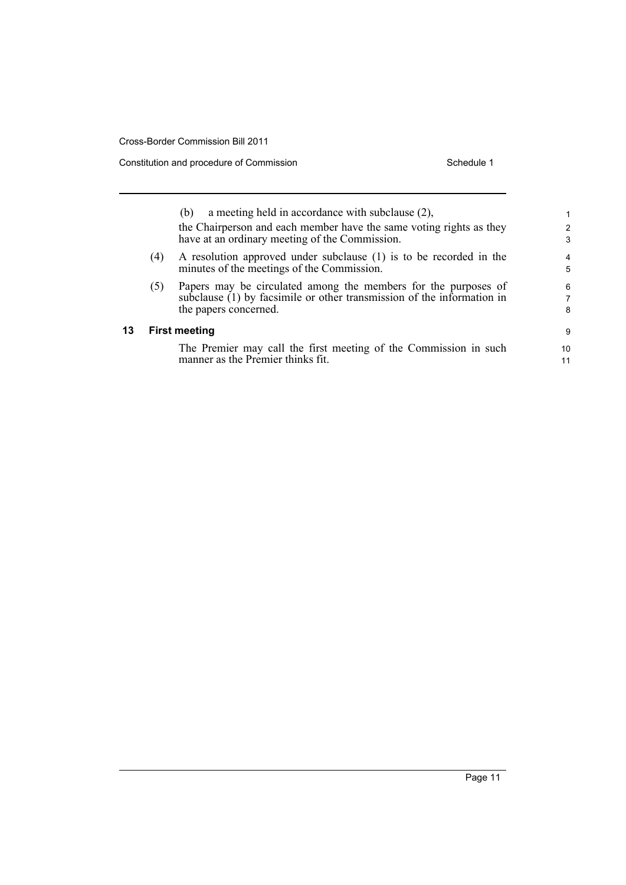(b) a meeting held in accordance with subclause (2),

the Chairperson and each member have the same voting rights as they have at an ordinary meeting of the Commission.

(4) A resolution approved under subclause (1) is to be recorded in the minutes of the meetings of the Commission.

(5) Papers may be circulated among the members for the purposes of subclause (1) by facsimile or other transmission of the information in the papers concerned.

### 13 First meeting

The Premier may call the first meeting of the Commission in such manner as the Premier thinks fit.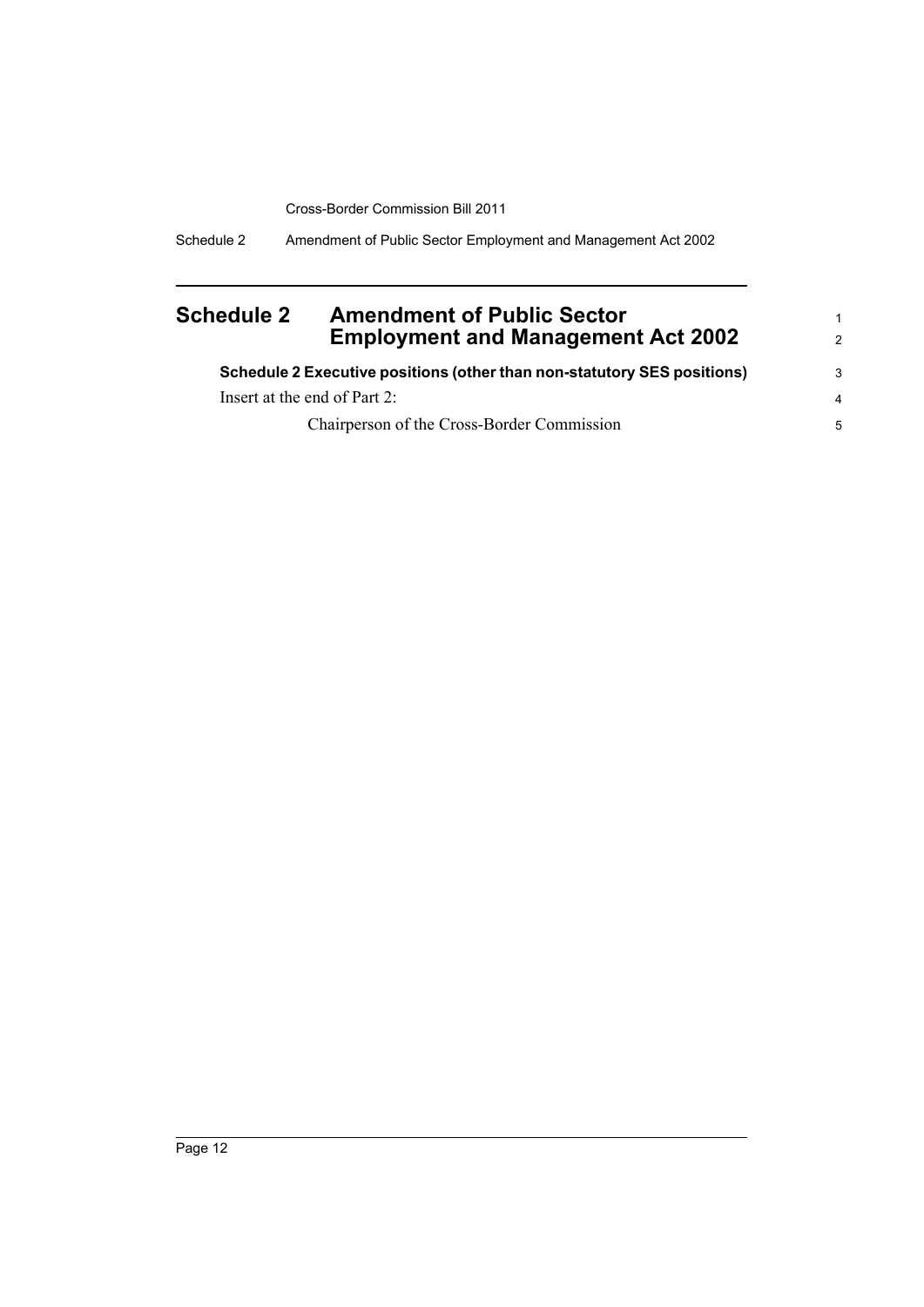# Schedule 2 Amendment of Public Sector Employment and Management Act 2002

**Schedule 2 Executive positions (other than non-statutory SES positions)**

Insert at the end of Part 2:

Chairperson of the Cross-Border Commission